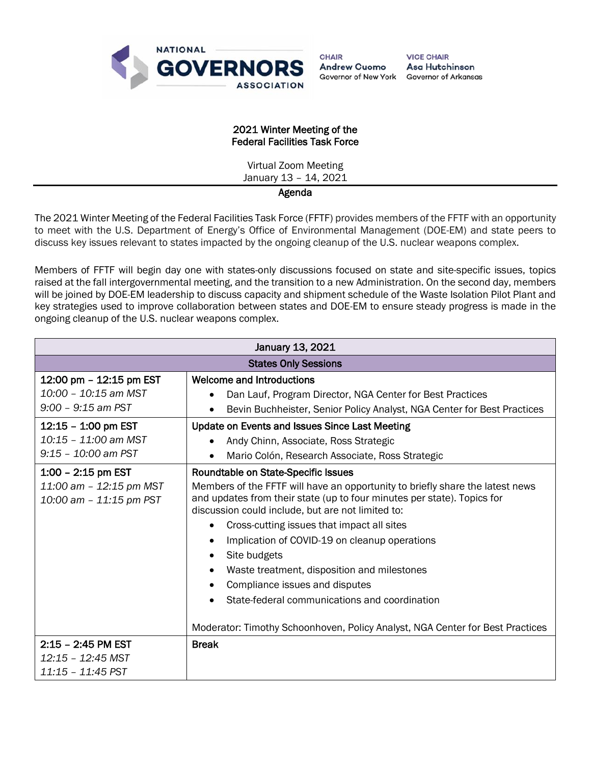NATIONAL GOVERNORS ASSOCIATION

**CHAIR**
Andrew Cuomo
Governor of New York

**VICE CHAIR**
Asa Hutchinson
Governor of Arkansas

## 2021 Winter Meeting of the Federal Facilities Task Force

Virtual Zoom Meeting
January 13 – 14, 2021

### Agenda

The 2021 Winter Meeting of the Federal Facilities Task Force (FFTF) provides members of the FFTF with an opportunity to meet with the U.S. Department of Energy's Office of Environmental Management (DOE-EM) and state peers to discuss key issues relevant to states impacted by the ongoing cleanup of the U.S. nuclear weapons complex.

Members of FFTF will begin day one with states-only discussions focused on state and site-specific issues, topics raised at the fall intergovernmental meeting, and the transition to a new Administration. On the second day, members will be joined by DOE-EM leadership to discuss capacity and shipment schedule of the Waste Isolation Pilot Plant and key strategies used to improve collaboration between states and DOE-EM to ensure steady progress is made in the ongoing cleanup of the U.S. nuclear weapons complex.

| January 13, 2021 | |
|---|---|
| **States Only Sessions** | |
| 12:00 pm – 12:15 pm EST<br>*10:00 – 10:15 am MST*<br>*9:00 – 9:15 am PST* | **Welcome and Introductions**<br>• Dan Lauf, Program Director, NGA Center for Best Practices<br>• Bevin Buchheister, Senior Policy Analyst, NGA Center for Best Practices |
| 12:15 – 1:00 pm EST<br>*10:15 – 11:00 am MST*<br>*9:15 – 10:00 am PST* | **Update on Events and Issues Since Last Meeting**<br>• Andy Chinn, Associate, Ross Strategic<br>• Mario Colón, Research Associate, Ross Strategic |
| 1:00 – 2:15 pm EST<br>*11:00 am – 12:15 pm MST*<br>*10:00 am – 11:15 pm PST* | **Roundtable on State-Specific Issues**<br>Members of the FFTF will have an opportunity to briefly share the latest news and updates from their state (up to four minutes per state). Topics for discussion could include, but are not limited to:<br>• Cross-cutting issues that impact all sites<br>• Implication of COVID-19 on cleanup operations<br>• Site budgets<br>• Waste treatment, disposition and milestones<br>• Compliance issues and disputes<br>• State-federal communications and coordination<br><br>Moderator: Timothy Schoonhoven, Policy Analyst, NGA Center for Best Practices |
| 2:15 – 2:45 PM EST<br>*12:15 – 12:45 MST*<br>*11:15 – 11:45 PST* | **Break** |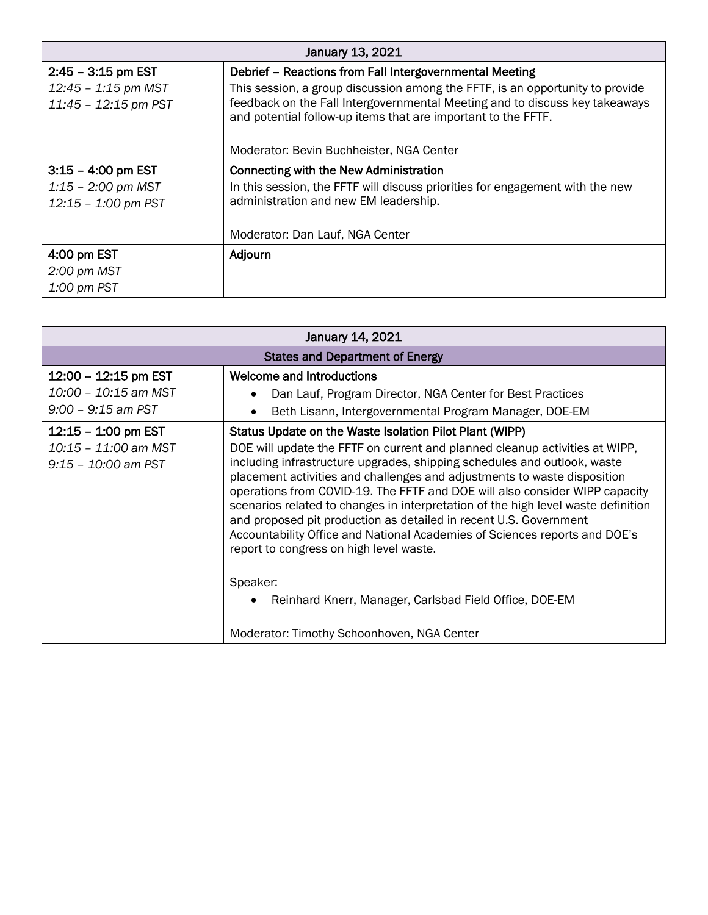| January 13, 2021 | |
|---|---|
| **2:45 – 3:15 pm EST**<br>*12:45 – 1:15 pm MST*<br>*11:45 – 12:15 pm PST* | **Debrief – Reactions from Fall Intergovernmental Meeting**<br>This session, a group discussion among the FFTF, is an opportunity to provide feedback on the Fall Intergovernmental Meeting and to discuss key takeaways and potential follow-up items that are important to the FFTF.<br><br>Moderator: Bevin Buchheister, NGA Center |
| **3:15 – 4:00 pm EST**<br>*1:15 – 2:00 pm MST*<br>*12:15 – 1:00 pm PST* | **Connecting with the New Administration**<br>In this session, the FFTF will discuss priorities for engagement with the new administration and new EM leadership.<br><br>Moderator: Dan Lauf, NGA Center |
| **4:00 pm EST**<br>*2:00 pm MST*<br>*1:00 pm PST* | **Adjourn** |

| January 14, 2021 | |
|---|---|
| **States and Department of Energy** | |
| **12:00 – 12:15 pm EST**<br>*10:00 – 10:15 am MST*<br>*9:00 – 9:15 am PST* | **Welcome and Introductions**<br>• Dan Lauf, Program Director, NGA Center for Best Practices<br>• Beth Lisann, Intergovernmental Program Manager, DOE-EM |
| **12:15 – 1:00 pm EST**<br>*10:15 – 11:00 am MST*<br>*9:15 – 10:00 am PST* | **Status Update on the Waste Isolation Pilot Plant (WIPP)**<br>DOE will update the FFTF on current and planned cleanup activities at WIPP, including infrastructure upgrades, shipping schedules and outlook, waste placement activities and challenges and adjustments to waste disposition operations from COVID-19. The FFTF and DOE will also consider WIPP capacity scenarios related to changes in interpretation of the high level waste definition and proposed pit production as detailed in recent U.S. Government Accountability Office and National Academies of Sciences reports and DOE's report to congress on high level waste.<br><br>Speaker:<br>• Reinhard Knerr, Manager, Carlsbad Field Office, DOE-EM<br><br>Moderator: Timothy Schoonhoven, NGA Center |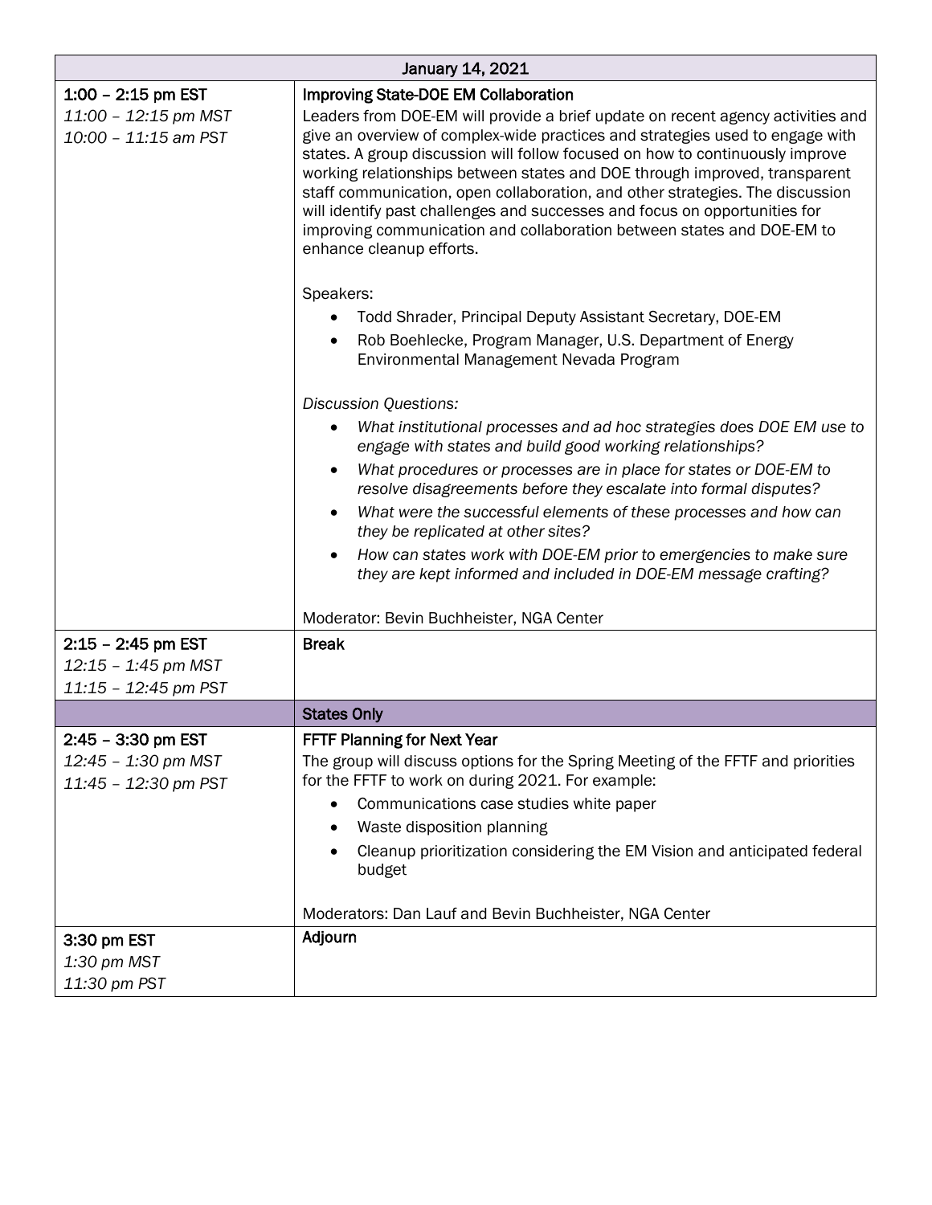| January 14, 2021 | |
|---|---|
| **1:00 – 2:15 pm EST**<br>*11:00 – 12:15 pm MST*<br>*10:00 – 11:15 am PST* | **Improving State-DOE EM Collaboration**<br>Leaders from DOE-EM will provide a brief update on recent agency activities and give an overview of complex-wide practices and strategies used to engage with states. A group discussion will follow focused on how to continuously improve working relationships between states and DOE through improved, transparent staff communication, open collaboration, and other strategies. The discussion will identify past challenges and successes and focus on opportunities for improving communication and collaboration between states and DOE-EM to enhance cleanup efforts.<br><br>Speakers:<br>• Todd Shrader, Principal Deputy Assistant Secretary, DOE-EM<br>• Rob Boehlecke, Program Manager, U.S. Department of Energy Environmental Management Nevada Program<br><br>*Discussion Questions:*<br>• *What institutional processes and ad hoc strategies does DOE EM use to engage with states and build good working relationships?*<br>• *What procedures or processes are in place for states or DOE-EM to resolve disagreements before they escalate into formal disputes?*<br>• *What were the successful elements of these processes and how can they be replicated at other sites?*<br>• *How can states work with DOE-EM prior to emergencies to make sure they are kept informed and included in DOE-EM message crafting?*<br><br>Moderator: Bevin Buchheister, NGA Center |
| **2:15 – 2:45 pm EST**<br>*12:15 – 1:45 pm MST*<br>*11:15 – 12:45 pm PST* | **Break** |
| | **States Only** |
| **2:45 – 3:30 pm EST**<br>*12:45 – 1:30 pm MST*<br>*11:45 – 12:30 pm PST* | **FFTF Planning for Next Year**<br>The group will discuss options for the Spring Meeting of the FFTF and priorities for the FFTF to work on during 2021. For example:<br>• Communications case studies white paper<br>• Waste disposition planning<br>• Cleanup prioritization considering the EM Vision and anticipated federal budget<br><br>Moderators: Dan Lauf and Bevin Buchheister, NGA Center |
| **3:30 pm EST**<br>*1:30 pm MST*<br>*11:30 pm PST* | **Adjourn** |